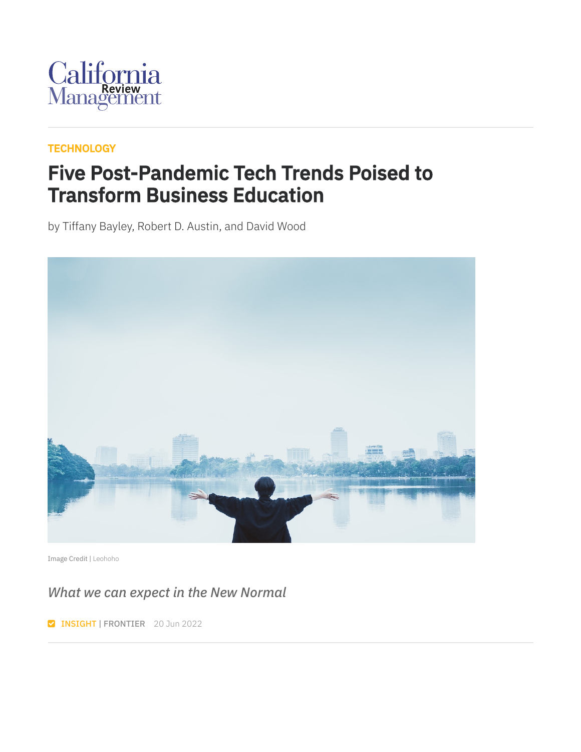California Management Review

TECHNOLOGY

# Five Post-Pandemic Tech Trends Poised to Transform Business Education

by Tiffany Bayley, Robert D. Austin, and David Wood

Image Credit | Leohoho

*What we can expect in the New Normal*

INSIGHT | FRONTIER 20 Jun 2022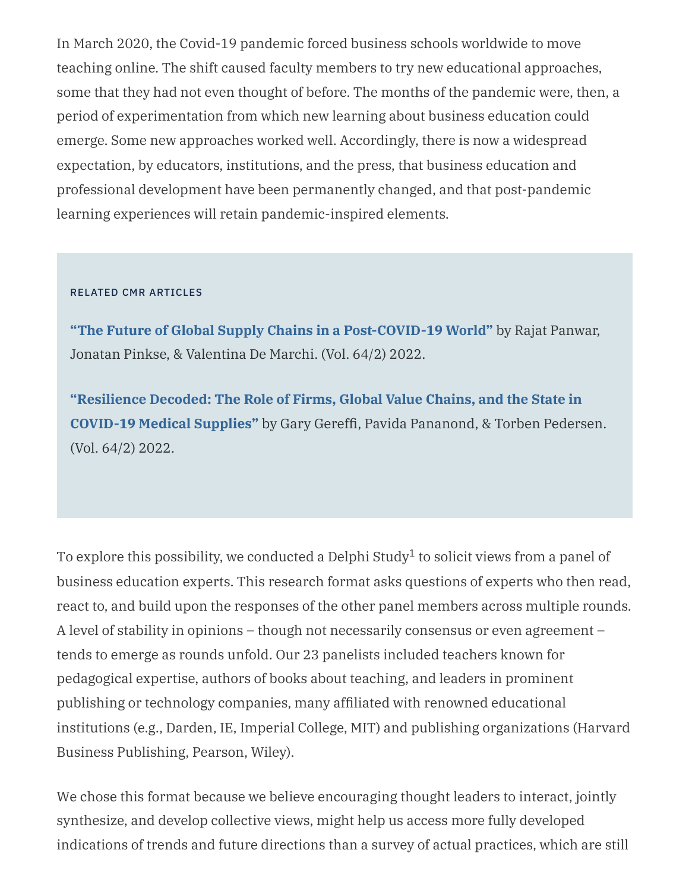In March 2020, the Covid-19 pandemic forced business schools worldwide to move teaching online. The shift caused faculty members to try new educational approaches, some that they had not even thought of before. The months of the pandemic were, then, a period of experimentation from which new learning about business education could emerge. Some new approaches worked well. Accordingly, there is now a widespread expectation, by educators, institutions, and the press, that business education and professional development have been permanently changed, and that post-pandemic learning experiences will retain pandemic-inspired elements.

RELATED CMR ARTICLES

**"The Future of Global Supply Chains in a Post-COVID-19 World"** by Rajat Panwar, Jonatan Pinkse, & Valentina De Marchi. (Vol. 64/2) 2022.

**"Resilience Decoded: The Role of Firms, Global Value Chains, and the State in COVID-19 Medical Supplies"** by Gary Gereffi, Pavida Pananond, & Torben Pedersen. (Vol. 64/2) 2022.

To explore this possibility, we conducted a Delphi Study[1] to solicit views from a panel of business education experts. This research format asks questions of experts who then read, react to, and build upon the responses of the other panel members across multiple rounds. A level of stability in opinions – though not necessarily consensus or even agreement – tends to emerge as rounds unfold. Our 23 panelists included teachers known for pedagogical expertise, authors of books about teaching, and leaders in prominent publishing or technology companies, many affiliated with renowned educational institutions (e.g., Darden, IE, Imperial College, MIT) and publishing organizations (Harvard Business Publishing, Pearson, Wiley).

We chose this format because we believe encouraging thought leaders to interact, jointly synthesize, and develop collective views, might help us access more fully developed indications of trends and future directions than a survey of actual practices, which are still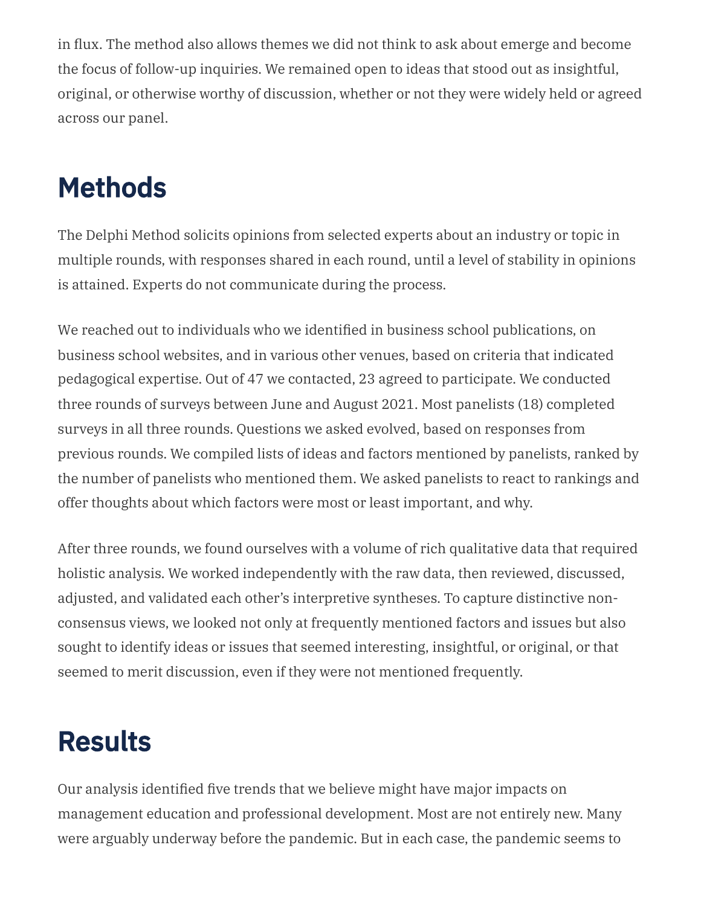in flux. The method also allows themes we did not think to ask about emerge and become the focus of follow-up inquiries. We remained open to ideas that stood out as insightful, original, or otherwise worthy of discussion, whether or not they were widely held or agreed across our panel.

## Methods

The Delphi Method solicits opinions from selected experts about an industry or topic in multiple rounds, with responses shared in each round, until a level of stability in opinions is attained. Experts do not communicate during the process.

We reached out to individuals who we identified in business school publications, on business school websites, and in various other venues, based on criteria that indicated pedagogical expertise. Out of 47 we contacted, 23 agreed to participate. We conducted three rounds of surveys between June and August 2021. Most panelists (18) completed surveys in all three rounds. Questions we asked evolved, based on responses from previous rounds. We compiled lists of ideas and factors mentioned by panelists, ranked by the number of panelists who mentioned them. We asked panelists to react to rankings and offer thoughts about which factors were most or least important, and why.

After three rounds, we found ourselves with a volume of rich qualitative data that required holistic analysis. We worked independently with the raw data, then reviewed, discussed, adjusted, and validated each other's interpretive syntheses. To capture distinctive non-consensus views, we looked not only at frequently mentioned factors and issues but also sought to identify ideas or issues that seemed interesting, insightful, or original, or that seemed to merit discussion, even if they were not mentioned frequently.

## Results

Our analysis identified five trends that we believe might have major impacts on management education and professional development. Most are not entirely new. Many were arguably underway before the pandemic. But in each case, the pandemic seems to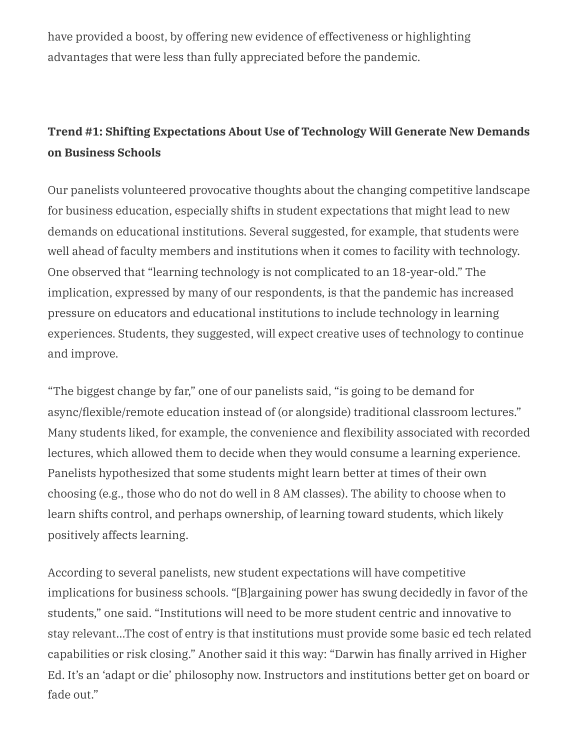have provided a boost, by offering new evidence of effectiveness or highlighting advantages that were less than fully appreciated before the pandemic.

**Trend #1: Shifting Expectations About Use of Technology Will Generate New Demands on Business Schools**

Our panelists volunteered provocative thoughts about the changing competitive landscape for business education, especially shifts in student expectations that might lead to new demands on educational institutions. Several suggested, for example, that students were well ahead of faculty members and institutions when it comes to facility with technology. One observed that "learning technology is not complicated to an 18-year-old." The implication, expressed by many of our respondents, is that the pandemic has increased pressure on educators and educational institutions to include technology in learning experiences. Students, they suggested, will expect creative uses of technology to continue and improve.

"The biggest change by far," one of our panelists said, "is going to be demand for async/flexible/remote education instead of (or alongside) traditional classroom lectures." Many students liked, for example, the convenience and flexibility associated with recorded lectures, which allowed them to decide when they would consume a learning experience. Panelists hypothesized that some students might learn better at times of their own choosing (e.g., those who do not do well in 8 AM classes). The ability to choose when to learn shifts control, and perhaps ownership, of learning toward students, which likely positively affects learning.

According to several panelists, new student expectations will have competitive implications for business schools. "[B]argaining power has swung decidedly in favor of the students," one said. "Institutions will need to be more student centric and innovative to stay relevant…The cost of entry is that institutions must provide some basic ed tech related capabilities or risk closing." Another said it this way: "Darwin has finally arrived in Higher Ed. It's an 'adapt or die' philosophy now. Instructors and institutions better get on board or fade out."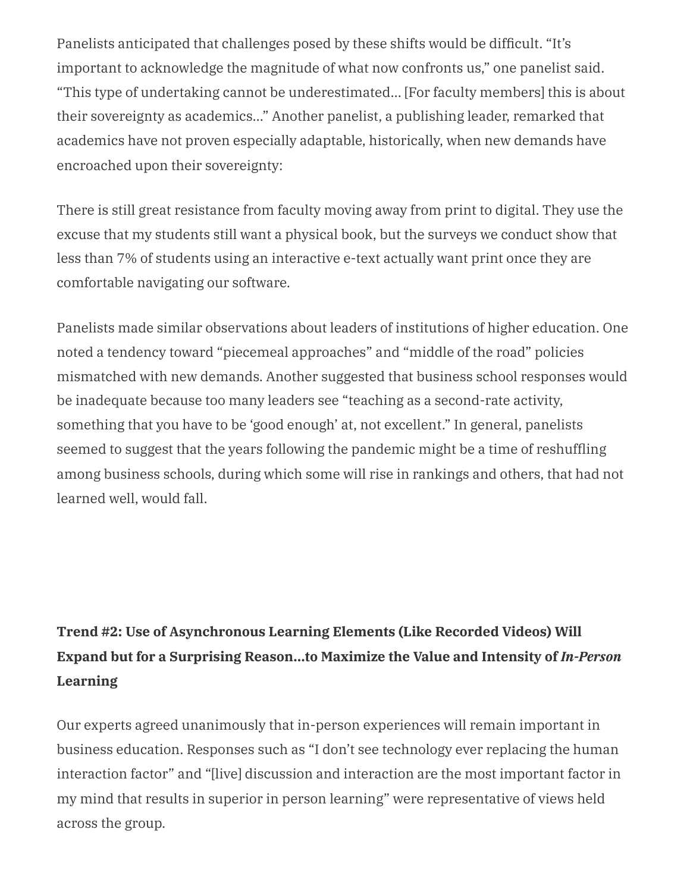Panelists anticipated that challenges posed by these shifts would be difficult. "It's important to acknowledge the magnitude of what now confronts us," one panelist said. "This type of undertaking cannot be underestimated… [For faculty members] this is about their sovereignty as academics…" Another panelist, a publishing leader, remarked that academics have not proven especially adaptable, historically, when new demands have encroached upon their sovereignty:

There is still great resistance from faculty moving away from print to digital. They use the excuse that my students still want a physical book, but the surveys we conduct show that less than 7% of students using an interactive e-text actually want print once they are comfortable navigating our software.

Panelists made similar observations about leaders of institutions of higher education. One noted a tendency toward "piecemeal approaches" and "middle of the road" policies mismatched with new demands. Another suggested that business school responses would be inadequate because too many leaders see "teaching as a second-rate activity, something that you have to be 'good enough' at, not excellent." In general, panelists seemed to suggest that the years following the pandemic might be a time of reshuffling among business schools, during which some will rise in rankings and others, that had not learned well, would fall.

### Trend #2: Use of Asynchronous Learning Elements (Like Recorded Videos) Will Expand but for a Surprising Reason…to Maximize the Value and Intensity of *In-Person* Learning

Our experts agreed unanimously that in-person experiences will remain important in business education. Responses such as "I don't see technology ever replacing the human interaction factor" and "[live] discussion and interaction are the most important factor in my mind that results in superior in person learning" were representative of views held across the group.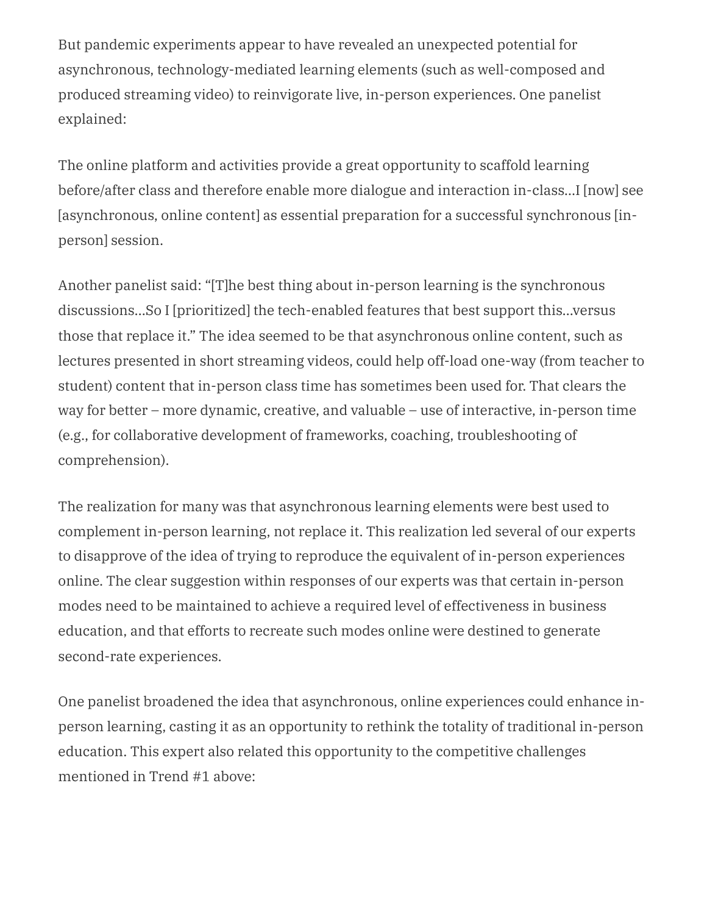But pandemic experiments appear to have revealed an unexpected potential for asynchronous, technology-mediated learning elements (such as well-composed and produced streaming video) to reinvigorate live, in-person experiences. One panelist explained:

The online platform and activities provide a great opportunity to scaffold learning before/after class and therefore enable more dialogue and interaction in-class…I [now] see [asynchronous, online content] as essential preparation for a successful synchronous [in-person] session.

Another panelist said: "[T]he best thing about in-person learning is the synchronous discussions…So I [prioritized] the tech-enabled features that best support this…versus those that replace it." The idea seemed to be that asynchronous online content, such as lectures presented in short streaming videos, could help off-load one-way (from teacher to student) content that in-person class time has sometimes been used for. That clears the way for better – more dynamic, creative, and valuable – use of interactive, in-person time (e.g., for collaborative development of frameworks, coaching, troubleshooting of comprehension).

The realization for many was that asynchronous learning elements were best used to complement in-person learning, not replace it. This realization led several of our experts to disapprove of the idea of trying to reproduce the equivalent of in-person experiences online. The clear suggestion within responses of our experts was that certain in-person modes need to be maintained to achieve a required level of effectiveness in business education, and that efforts to recreate such modes online were destined to generate second-rate experiences.

One panelist broadened the idea that asynchronous, online experiences could enhance in-person learning, casting it as an opportunity to rethink the totality of traditional in-person education. This expert also related this opportunity to the competitive challenges mentioned in Trend #1 above: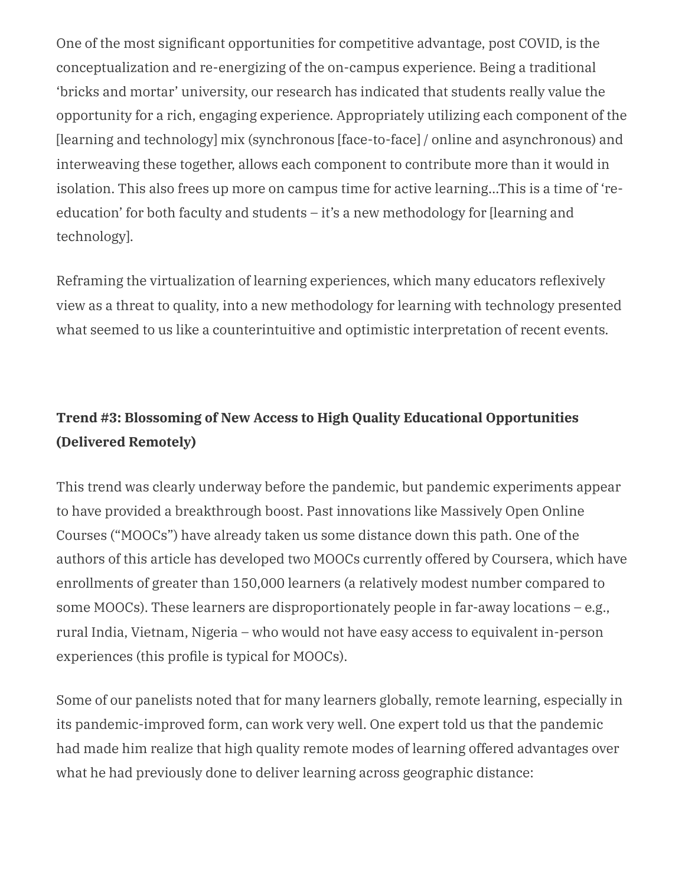One of the most significant opportunities for competitive advantage, post COVID, is the conceptualization and re-energizing of the on-campus experience. Being a traditional 'bricks and mortar' university, our research has indicated that students really value the opportunity for a rich, engaging experience. Appropriately utilizing each component of the [learning and technology] mix (synchronous [face-to-face] / online and asynchronous) and interweaving these together, allows each component to contribute more than it would in isolation. This also frees up more on campus time for active learning…This is a time of 're-education' for both faculty and students – it's a new methodology for [learning and technology].

Reframing the virtualization of learning experiences, which many educators reflexively view as a threat to quality, into a new methodology for learning with technology presented what seemed to us like a counterintuitive and optimistic interpretation of recent events.

**Trend #3: Blossoming of New Access to High Quality Educational Opportunities (Delivered Remotely)**

This trend was clearly underway before the pandemic, but pandemic experiments appear to have provided a breakthrough boost. Past innovations like Massively Open Online Courses ("MOOCs") have already taken us some distance down this path. One of the authors of this article has developed two MOOCs currently offered by Coursera, which have enrollments of greater than 150,000 learners (a relatively modest number compared to some MOOCs). These learners are disproportionately people in far-away locations – e.g., rural India, Vietnam, Nigeria – who would not have easy access to equivalent in-person experiences (this profile is typical for MOOCs).

Some of our panelists noted that for many learners globally, remote learning, especially in its pandemic-improved form, can work very well. One expert told us that the pandemic had made him realize that high quality remote modes of learning offered advantages over what he had previously done to deliver learning across geographic distance: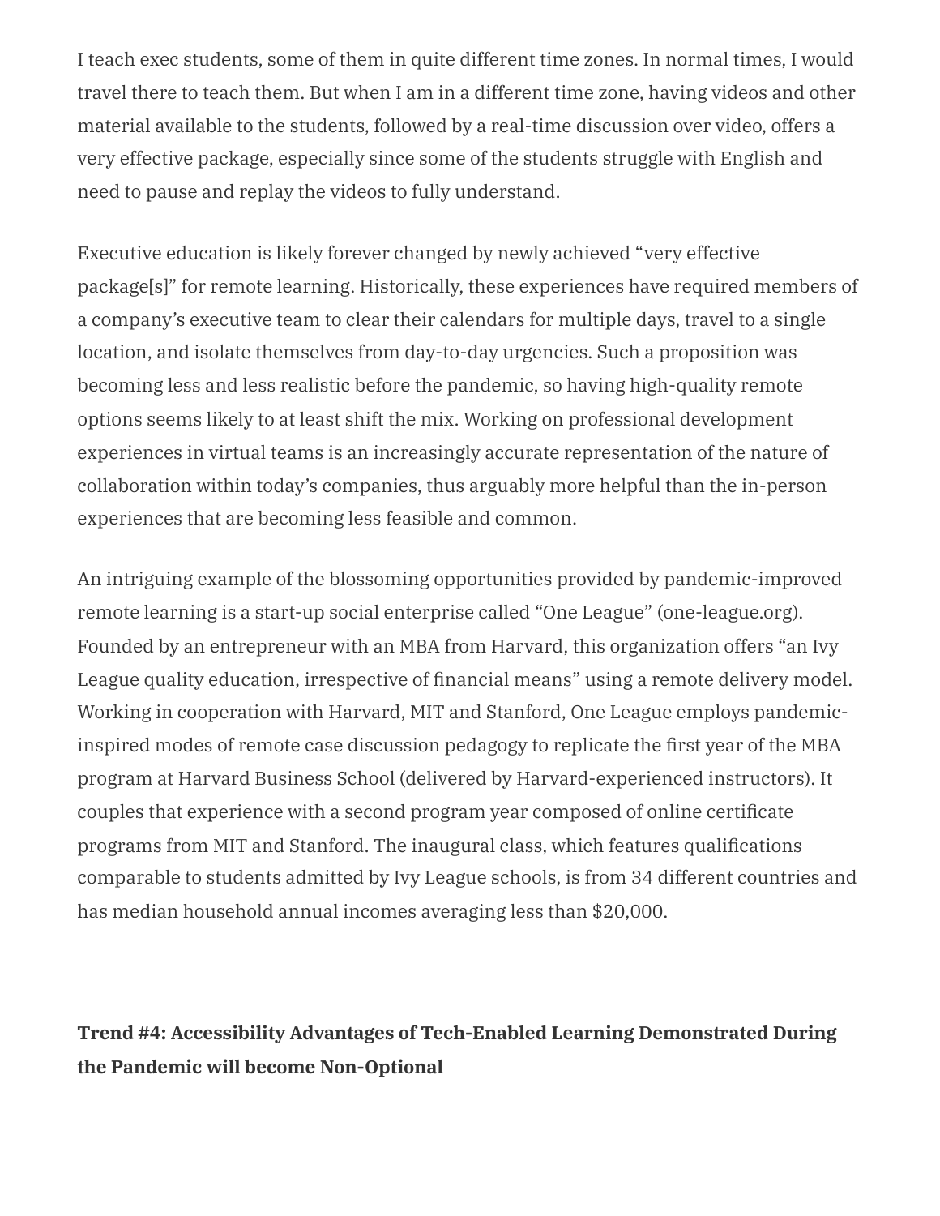I teach exec students, some of them in quite different time zones. In normal times, I would travel there to teach them. But when I am in a different time zone, having videos and other material available to the students, followed by a real-time discussion over video, offers a very effective package, especially since some of the students struggle with English and need to pause and replay the videos to fully understand.

Executive education is likely forever changed by newly achieved "very effective package[s]" for remote learning. Historically, these experiences have required members of a company's executive team to clear their calendars for multiple days, travel to a single location, and isolate themselves from day-to-day urgencies. Such a proposition was becoming less and less realistic before the pandemic, so having high-quality remote options seems likely to at least shift the mix. Working on professional development experiences in virtual teams is an increasingly accurate representation of the nature of collaboration within today's companies, thus arguably more helpful than the in-person experiences that are becoming less feasible and common.

An intriguing example of the blossoming opportunities provided by pandemic-improved remote learning is a start-up social enterprise called "One League" (one-league.org). Founded by an entrepreneur with an MBA from Harvard, this organization offers "an Ivy League quality education, irrespective of financial means" using a remote delivery model. Working in cooperation with Harvard, MIT and Stanford, One League employs pandemic-inspired modes of remote case discussion pedagogy to replicate the first year of the MBA program at Harvard Business School (delivered by Harvard-experienced instructors). It couples that experience with a second program year composed of online certificate programs from MIT and Stanford. The inaugural class, which features qualifications comparable to students admitted by Ivy League schools, is from 34 different countries and has median household annual incomes averaging less than $20,000.

**Trend #4: Accessibility Advantages of Tech-Enabled Learning Demonstrated During the Pandemic will become Non-Optional**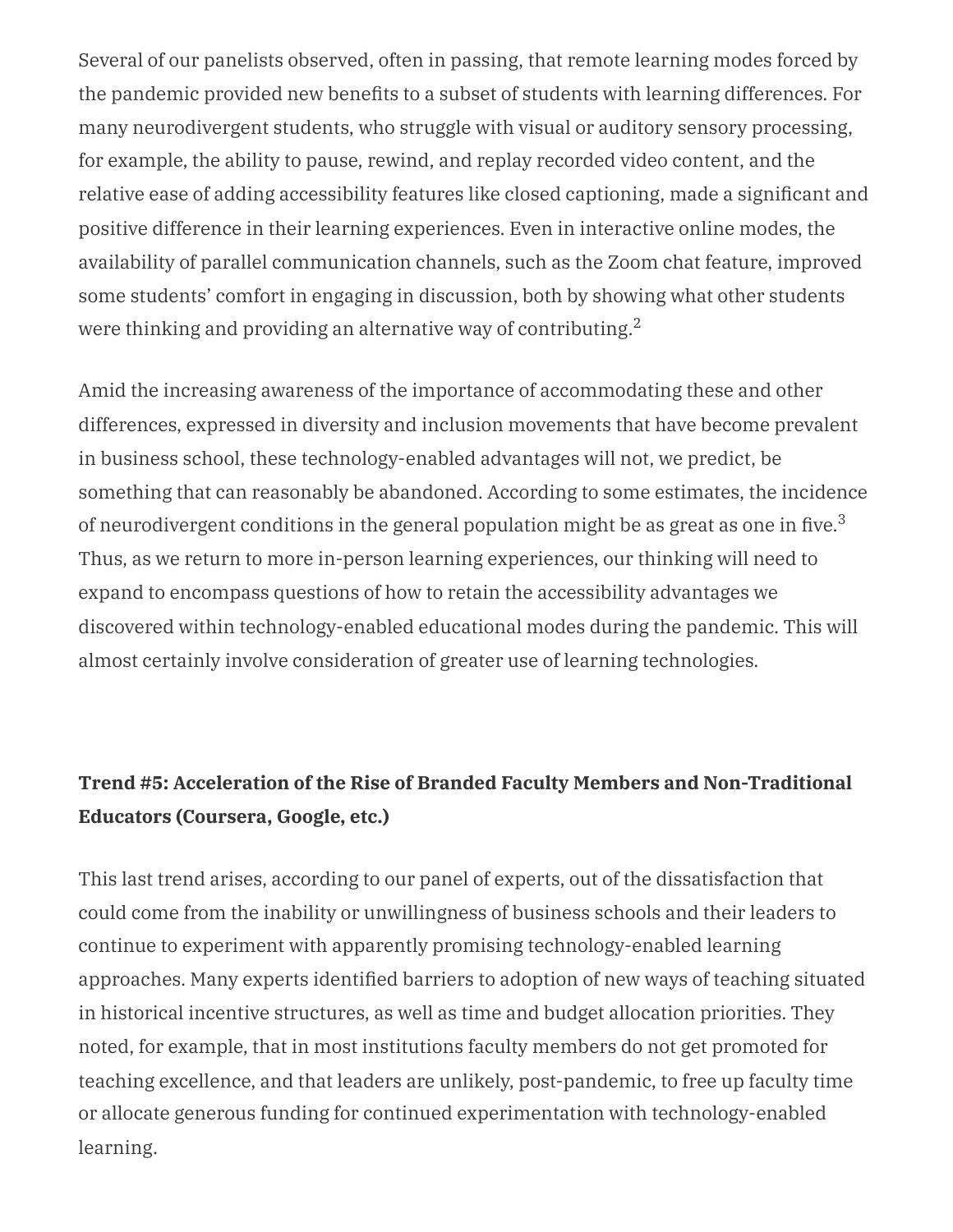Several of our panelists observed, often in passing, that remote learning modes forced by the pandemic provided new benefits to a subset of students with learning differences. For many neurodivergent students, who struggle with visual or auditory sensory processing, for example, the ability to pause, rewind, and replay recorded video content, and the relative ease of adding accessibility features like closed captioning, made a significant and positive difference in their learning experiences. Even in interactive online modes, the availability of parallel communication channels, such as the Zoom chat feature, improved some students' comfort in engaging in discussion, both by showing what other students were thinking and providing an alternative way of contributing.[2]

Amid the increasing awareness of the importance of accommodating these and other differences, expressed in diversity and inclusion movements that have become prevalent in business school, these technology-enabled advantages will not, we predict, be something that can reasonably be abandoned. According to some estimates, the incidence of neurodivergent conditions in the general population might be as great as one in five.[3] Thus, as we return to more in-person learning experiences, our thinking will need to expand to encompass questions of how to retain the accessibility advantages we discovered within technology-enabled educational modes during the pandemic. This will almost certainly involve consideration of greater use of learning technologies.

**Trend #5: Acceleration of the Rise of Branded Faculty Members and Non-Traditional Educators (Coursera, Google, etc.)**

This last trend arises, according to our panel of experts, out of the dissatisfaction that could come from the inability or unwillingness of business schools and their leaders to continue to experiment with apparently promising technology-enabled learning approaches. Many experts identified barriers to adoption of new ways of teaching situated in historical incentive structures, as well as time and budget allocation priorities. They noted, for example, that in most institutions faculty members do not get promoted for teaching excellence, and that leaders are unlikely, post-pandemic, to free up faculty time or allocate generous funding for continued experimentation with technology-enabled learning.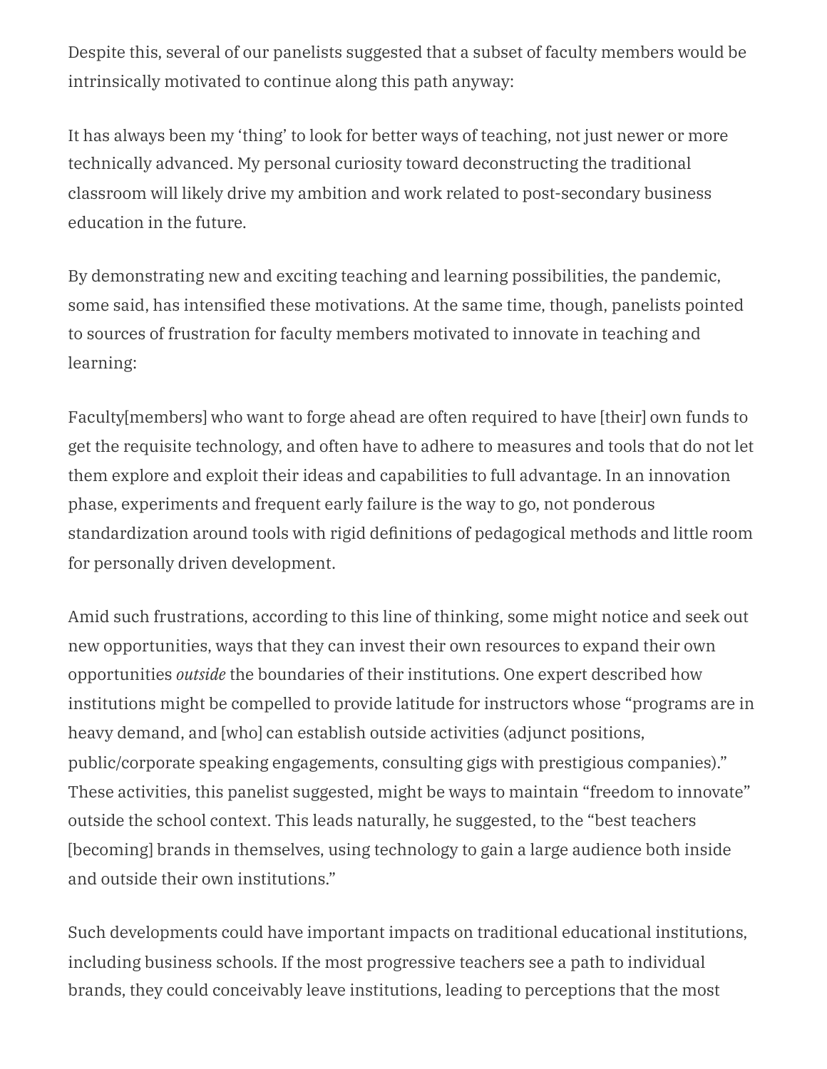Despite this, several of our panelists suggested that a subset of faculty members would be intrinsically motivated to continue along this path anyway:

It has always been my ‘thing’ to look for better ways of teaching, not just newer or more technically advanced. My personal curiosity toward deconstructing the traditional classroom will likely drive my ambition and work related to post-secondary business education in the future.

By demonstrating new and exciting teaching and learning possibilities, the pandemic, some said, has intensified these motivations. At the same time, though, panelists pointed to sources of frustration for faculty members motivated to innovate in teaching and learning:

Faculty[members] who want to forge ahead are often required to have [their] own funds to get the requisite technology, and often have to adhere to measures and tools that do not let them explore and exploit their ideas and capabilities to full advantage. In an innovation phase, experiments and frequent early failure is the way to go, not ponderous standardization around tools with rigid definitions of pedagogical methods and little room for personally driven development.

Amid such frustrations, according to this line of thinking, some might notice and seek out new opportunities, ways that they can invest their own resources to expand their own opportunities *outside* the boundaries of their institutions. One expert described how institutions might be compelled to provide latitude for instructors whose “programs are in heavy demand, and [who] can establish outside activities (adjunct positions, public/corporate speaking engagements, consulting gigs with prestigious companies).” These activities, this panelist suggested, might be ways to maintain “freedom to innovate” outside the school context. This leads naturally, he suggested, to the “best teachers [becoming] brands in themselves, using technology to gain a large audience both inside and outside their own institutions.”

Such developments could have important impacts on traditional educational institutions, including business schools. If the most progressive teachers see a path to individual brands, they could conceivably leave institutions, leading to perceptions that the most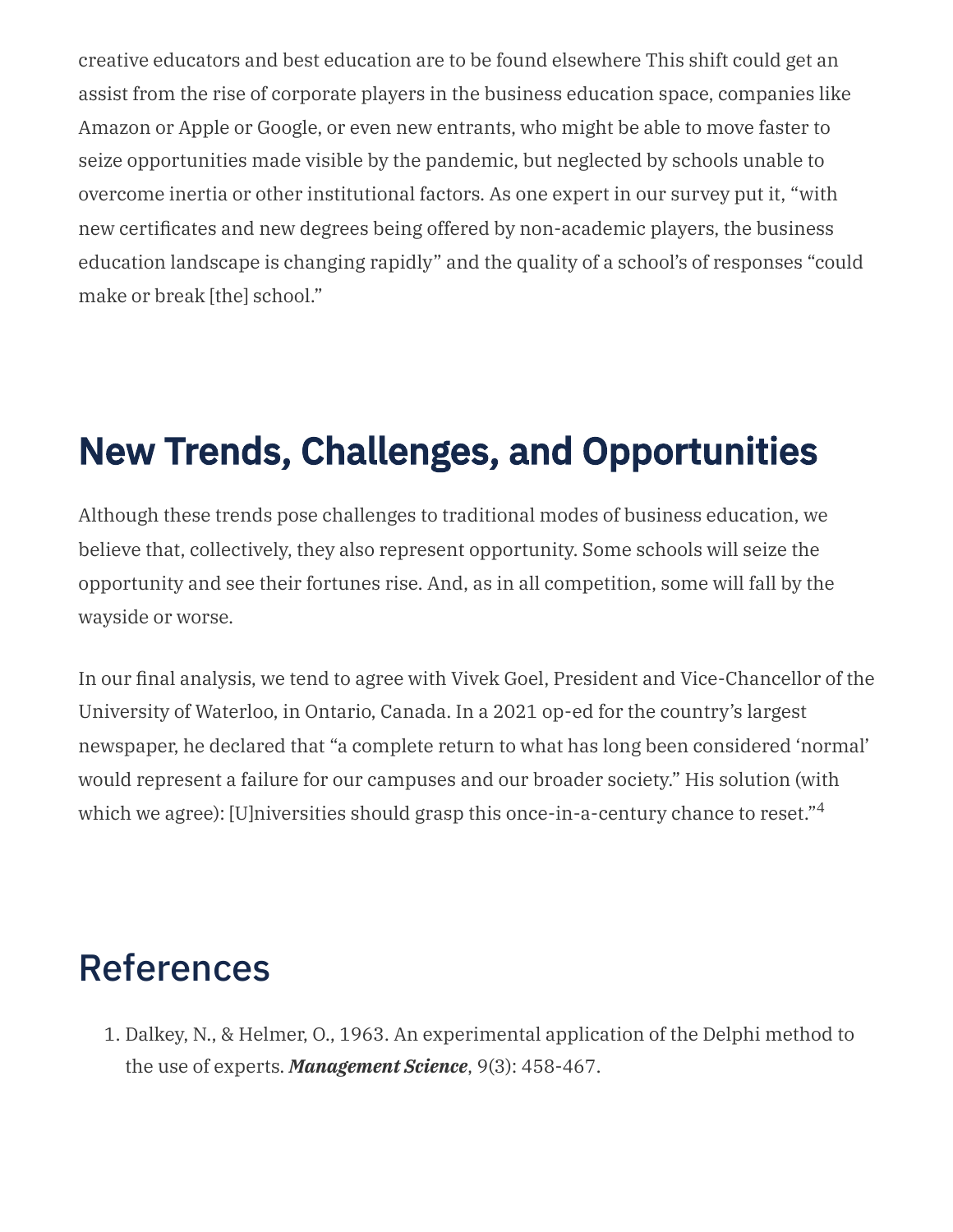creative educators and best education are to be found elsewhere This shift could get an assist from the rise of corporate players in the business education space, companies like Amazon or Apple or Google, or even new entrants, who might be able to move faster to seize opportunities made visible by the pandemic, but neglected by schools unable to overcome inertia or other institutional factors. As one expert in our survey put it, "with new certificates and new degrees being offered by non-academic players, the business education landscape is changing rapidly" and the quality of a school's of responses "could make or break [the] school."

## New Trends, Challenges, and Opportunities

Although these trends pose challenges to traditional modes of business education, we believe that, collectively, they also represent opportunity. Some schools will seize the opportunity and see their fortunes rise. And, as in all competition, some will fall by the wayside or worse.

In our final analysis, we tend to agree with Vivek Goel, President and Vice-Chancellor of the University of Waterloo, in Ontario, Canada. In a 2021 op-ed for the country's largest newspaper, he declared that "a complete return to what has long been considered 'normal' would represent a failure for our campuses and our broader society." His solution (with which we agree): [U]niversities should grasp this once-in-a-century chance to reset."[4]

## References

1. Dalkey, N., & Helmer, O., 1963. An experimental application of the Delphi method to the use of experts. ***Management Science***, 9(3): 458-467.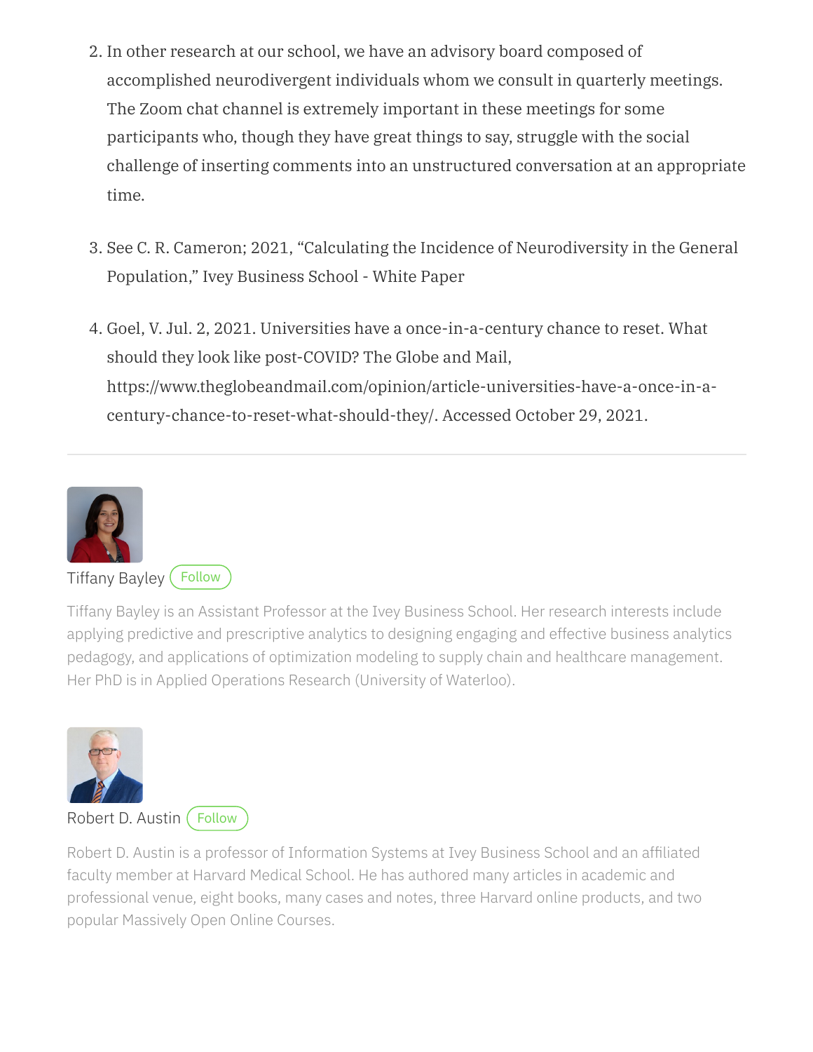2. In other research at our school, we have an advisory board composed of accomplished neurodivergent individuals whom we consult in quarterly meetings. The Zoom chat channel is extremely important in these meetings for some participants who, though they have great things to say, struggle with the social challenge of inserting comments into an unstructured conversation at an appropriate time.

3. See C. R. Cameron; 2021, "Calculating the Incidence of Neurodiversity in the General Population," Ivey Business School - White Paper

4. Goel, V. Jul. 2, 2021. Universities have a once-in-a-century chance to reset. What should they look like post-COVID? The Globe and Mail, https://www.theglobeandmail.com/opinion/article-universities-have-a-once-in-a-century-chance-to-reset-what-should-they/. Accessed October 29, 2021.

---

Tiffany Bayley Follow

Tiffany Bayley is an Assistant Professor at the Ivey Business School. Her research interests include applying predictive and prescriptive analytics to designing engaging and effective business analytics pedagogy, and applications of optimization modeling to supply chain and healthcare management. Her PhD is in Applied Operations Research (University of Waterloo).

Robert D. Austin Follow

Robert D. Austin is a professor of Information Systems at Ivey Business School and an affiliated faculty member at Harvard Medical School. He has authored many articles in academic and professional venue, eight books, many cases and notes, three Harvard online products, and two popular Massively Open Online Courses.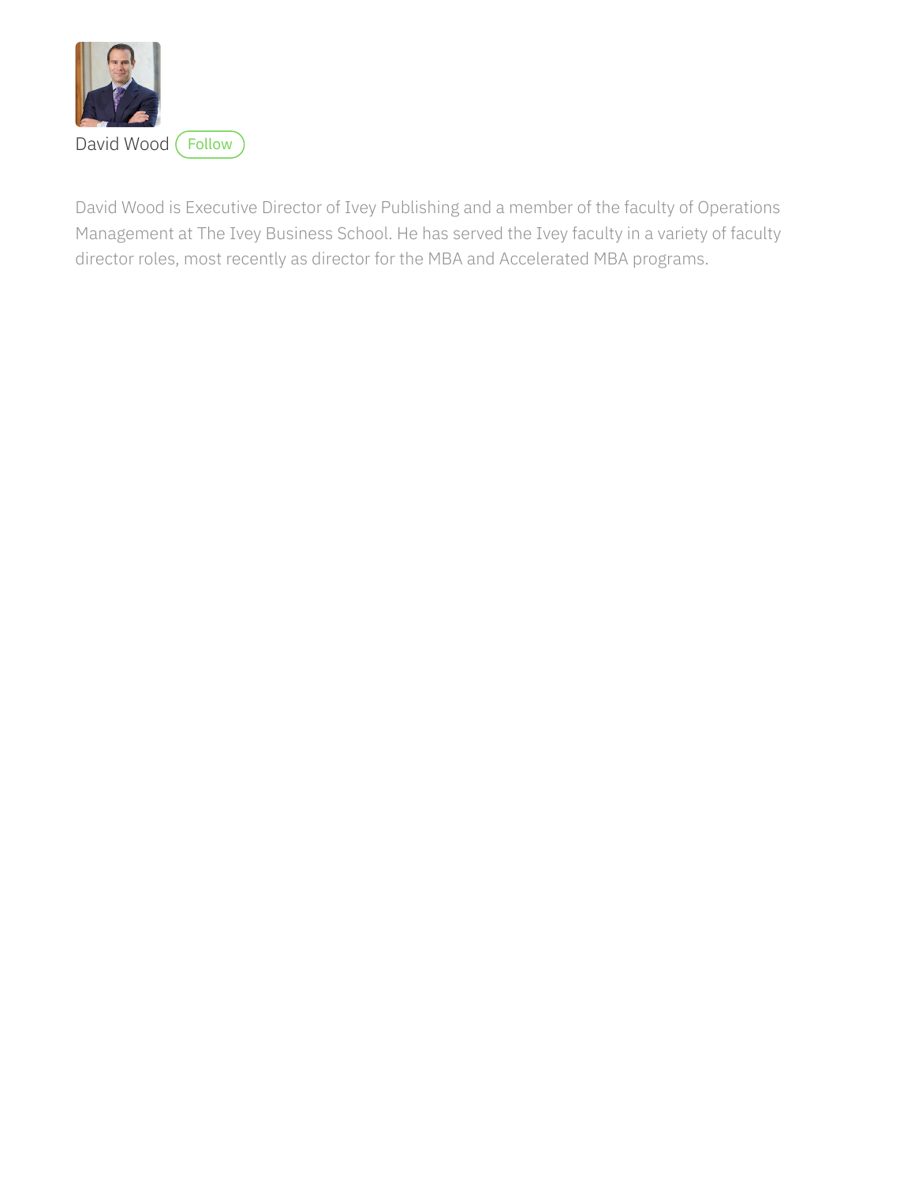David Wood Follow

David Wood is Executive Director of Ivey Publishing and a member of the faculty of Operations Management at The Ivey Business School. He has served the Ivey faculty in a variety of faculty director roles, most recently as director for the MBA and Accelerated MBA programs.